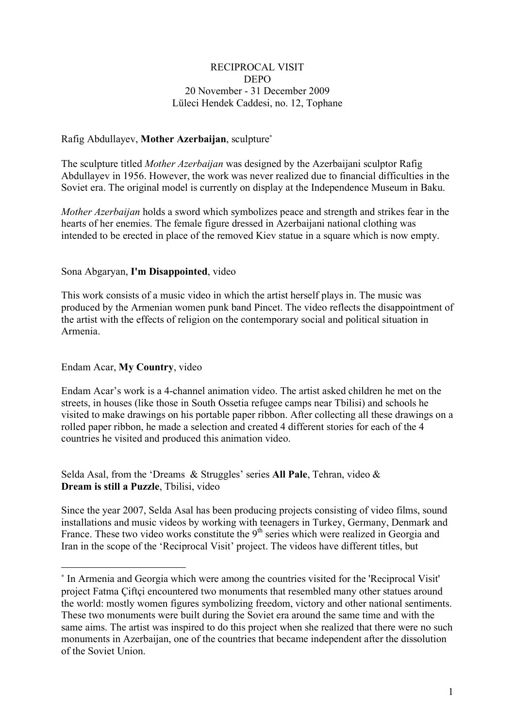RECIPROCAL VISIT
DEPO
20 November - 31 December 2009
Lüleci Hendek Caddesi, no. 12, Tophane

Rafig Abdullayev, **Mother Azerbaijan**, sculpture[*]

The sculpture titled *Mother Azerbaijan* was designed by the Azerbaijani sculptor Rafig Abdullayev in 1956. However, the work was never realized due to financial difficulties in the Soviet era. The original model is currently on display at the Independence Museum in Baku.

*Mother Azerbaijan* holds a sword which symbolizes peace and strength and strikes fear in the hearts of her enemies. The female figure dressed in Azerbaijani national clothing was intended to be erected in place of the removed Kiev statue in a square which is now empty.

Sona Abgaryan, **I'm Disappointed**, video

This work consists of a music video in which the artist herself plays in. The music was produced by the Armenian women punk band Pincet. The video reflects the disappointment of the artist with the effects of religion on the contemporary social and political situation in Armenia.

Endam Acar, **My Country**, video

Endam Acar's work is a 4-channel animation video. The artist asked children he met on the streets, in houses (like those in South Ossetia refugee camps near Tbilisi) and schools he visited to make drawings on his portable paper ribbon. After collecting all these drawings on a rolled paper ribbon, he made a selection and created 4 different stories for each of the 4 countries he visited and produced this animation video.

Selda Asal, from the 'Dreams & Struggles' series **All Pale**, Tehran, video & **Dream is still a Puzzle**, Tbilisi, video

Since the year 2007, Selda Asal has been producing projects consisting of video films, sound installations and music videos by working with teenagers in Turkey, Germany, Denmark and France. These two video works constitute the 9th series which were realized in Georgia and Iran in the scope of the 'Reciprocal Visit' project. The videos have different titles, but

[*] In Armenia and Georgia which were among the countries visited for the 'Reciprocal Visit' project Fatma Çiftçi encountered two monuments that resembled many other statues around the world: mostly women figures symbolizing freedom, victory and other national sentiments. These two monuments were built during the Soviet era around the same time and with the same aims. The artist was inspired to do this project when she realized that there were no such monuments in Azerbaijan, one of the countries that became independent after the dissolution of the Soviet Union.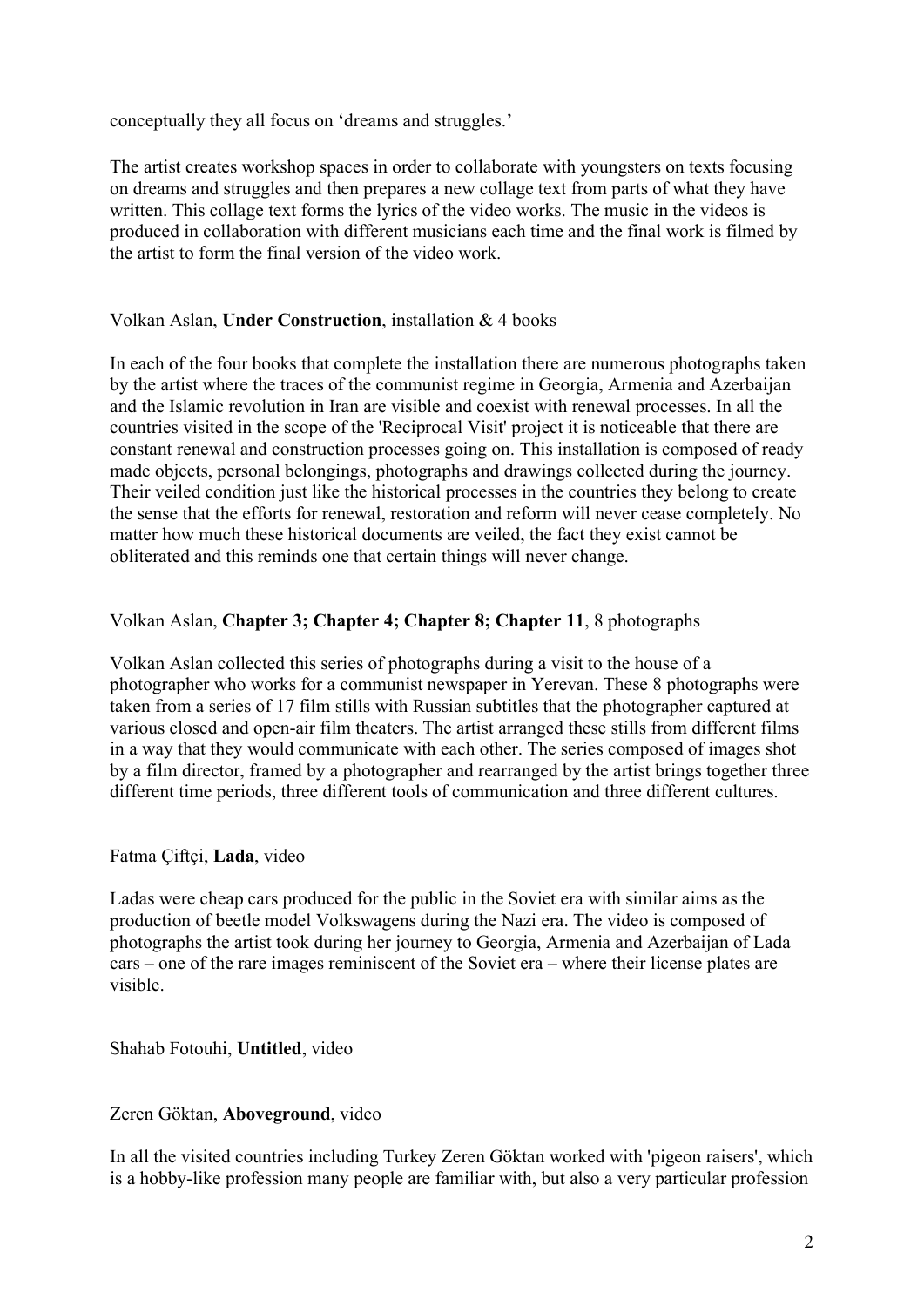conceptually they all focus on 'dreams and struggles.'

The artist creates workshop spaces in order to collaborate with youngsters on texts focusing on dreams and struggles and then prepares a new collage text from parts of what they have written. This collage text forms the lyrics of the video works. The music in the videos is produced in collaboration with different musicians each time and the final work is filmed by the artist to form the final version of the video work.

Volkan Aslan, **Under Construction**, installation & 4 books

In each of the four books that complete the installation there are numerous photographs taken by the artist where the traces of the communist regime in Georgia, Armenia and Azerbaijan and the Islamic revolution in Iran are visible and coexist with renewal processes. In all the countries visited in the scope of the 'Reciprocal Visit' project it is noticeable that there are constant renewal and construction processes going on. This installation is composed of ready made objects, personal belongings, photographs and drawings collected during the journey. Their veiled condition just like the historical processes in the countries they belong to create the sense that the efforts for renewal, restoration and reform will never cease completely. No matter how much these historical documents are veiled, the fact they exist cannot be obliterated and this reminds one that certain things will never change.

Volkan Aslan, **Chapter 3; Chapter 4; Chapter 8; Chapter 11**, 8 photographs

Volkan Aslan collected this series of photographs during a visit to the house of a photographer who works for a communist newspaper in Yerevan. These 8 photographs were taken from a series of 17 film stills with Russian subtitles that the photographer captured at various closed and open-air film theaters. The artist arranged these stills from different films in a way that they would communicate with each other. The series composed of images shot by a film director, framed by a photographer and rearranged by the artist brings together three different time periods, three different tools of communication and three different cultures.

Fatma Çiftçi, **Lada**, video

Ladas were cheap cars produced for the public in the Soviet era with similar aims as the production of beetle model Volkswagens during the Nazi era. The video is composed of photographs the artist took during her journey to Georgia, Armenia and Azerbaijan of Lada cars – one of the rare images reminiscent of the Soviet era – where their license plates are visible.

Shahab Fotouhi, **Untitled**, video

Zeren Göktan, **Aboveground**, video

In all the visited countries including Turkey Zeren Göktan worked with 'pigeon raisers', which is a hobby-like profession many people are familiar with, but also a very particular profession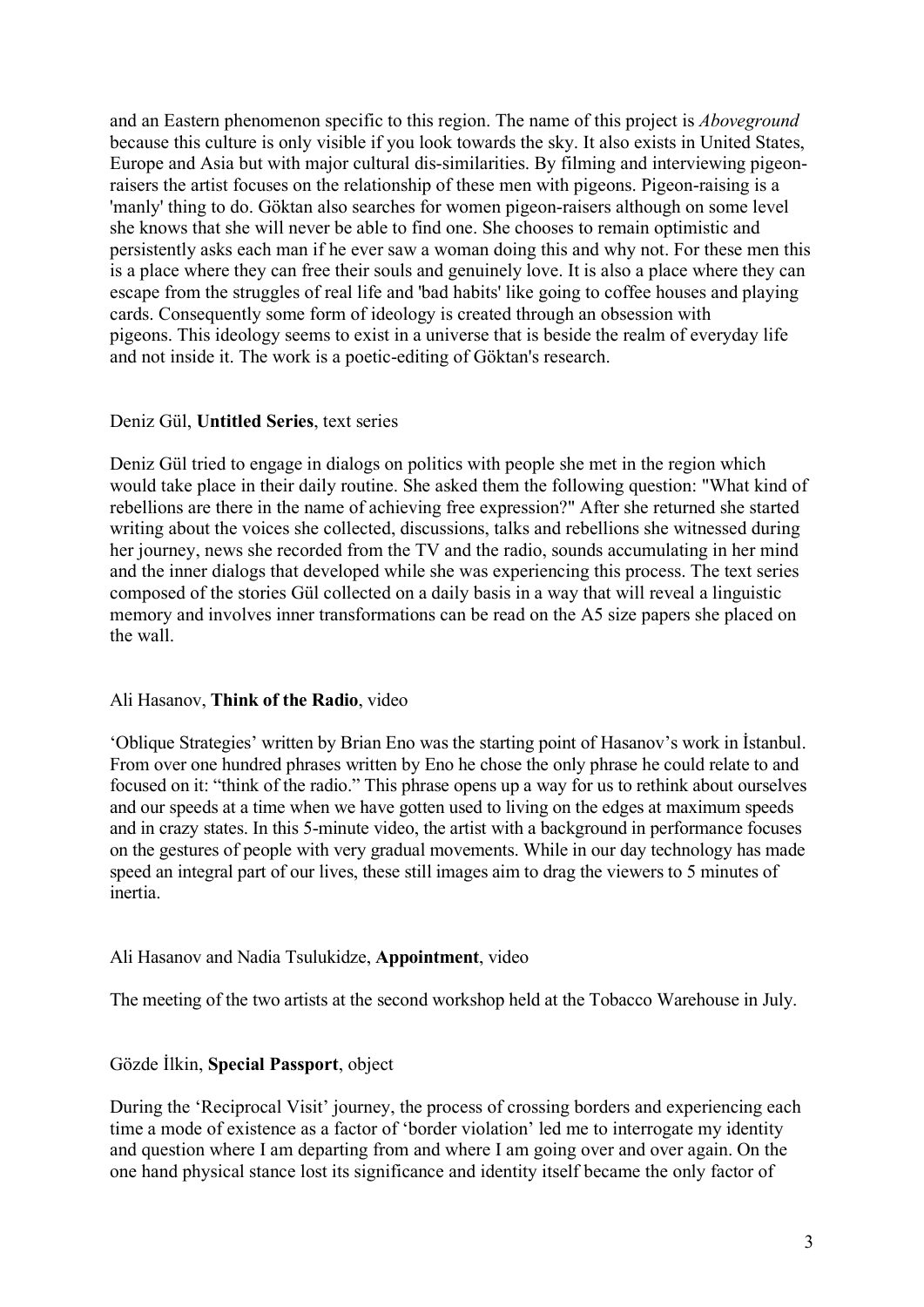and an Eastern phenomenon specific to this region. The name of this project is *Aboveground* because this culture is only visible if you look towards the sky. It also exists in United States, Europe and Asia but with major cultural dis-similarities. By filming and interviewing pigeon-raisers the artist focuses on the relationship of these men with pigeons. Pigeon-raising is a 'manly' thing to do. Göktan also searches for women pigeon-raisers although on some level she knows that she will never be able to find one. She chooses to remain optimistic and persistently asks each man if he ever saw a woman doing this and why not. For these men this is a place where they can free their souls and genuinely love. It is also a place where they can escape from the struggles of real life and 'bad habits' like going to coffee houses and playing cards. Consequently some form of ideology is created through an obsession with pigeons. This ideology seems to exist in a universe that is beside the realm of everyday life and not inside it. The work is a poetic-editing of Göktan's research.

Deniz Gül, **Untitled Series**, text series

Deniz Gül tried to engage in dialogs on politics with people she met in the region which would take place in their daily routine. She asked them the following question: "What kind of rebellions are there in the name of achieving free expression?" After she returned she started writing about the voices she collected, discussions, talks and rebellions she witnessed during her journey, news she recorded from the TV and the radio, sounds accumulating in her mind and the inner dialogs that developed while she was experiencing this process. The text series composed of the stories Gül collected on a daily basis in a way that will reveal a linguistic memory and involves inner transformations can be read on the A5 size papers she placed on the wall.

Ali Hasanov, **Think of the Radio**, video

'Oblique Strategies' written by Brian Eno was the starting point of Hasanov's work in İstanbul. From over one hundred phrases written by Eno he chose the only phrase he could relate to and focused on it: "think of the radio." This phrase opens up a way for us to rethink about ourselves and our speeds at a time when we have gotten used to living on the edges at maximum speeds and in crazy states. In this 5-minute video, the artist with a background in performance focuses on the gestures of people with very gradual movements. While in our day technology has made speed an integral part of our lives, these still images aim to drag the viewers to 5 minutes of inertia.

Ali Hasanov and Nadia Tsulukidze, **Appointment**, video

The meeting of the two artists at the second workshop held at the Tobacco Warehouse in July.

Gözde İlkin, **Special Passport**, object

During the 'Reciprocal Visit' journey, the process of crossing borders and experiencing each time a mode of existence as a factor of 'border violation' led me to interrogate my identity and question where I am departing from and where I am going over and over again. On the one hand physical stance lost its significance and identity itself became the only factor of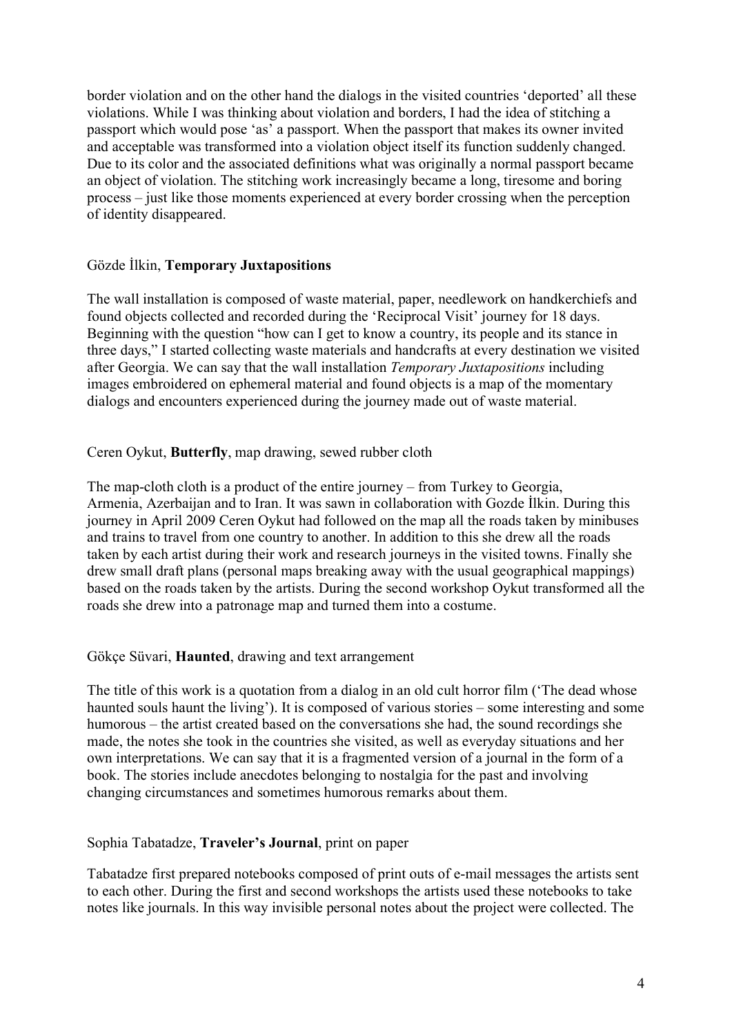border violation and on the other hand the dialogs in the visited countries 'deported' all these violations. While I was thinking about violation and borders, I had the idea of stitching a passport which would pose 'as' a passport. When the passport that makes its owner invited and acceptable was transformed into a violation object itself its function suddenly changed. Due to its color and the associated definitions what was originally a normal passport became an object of violation. The stitching work increasingly became a long, tiresome and boring process – just like those moments experienced at every border crossing when the perception of identity disappeared.

Gözde İlkin, **Temporary Juxtapositions**

The wall installation is composed of waste material, paper, needlework on handkerchiefs and found objects collected and recorded during the 'Reciprocal Visit' journey for 18 days. Beginning with the question "how can I get to know a country, its people and its stance in three days," I started collecting waste materials and handcrafts at every destination we visited after Georgia. We can say that the wall installation *Temporary Juxtapositions* including images embroidered on ephemeral material and found objects is a map of the momentary dialogs and encounters experienced during the journey made out of waste material.

Ceren Oykut, **Butterfly**, map drawing, sewed rubber cloth

The map-cloth cloth is a product of the entire journey – from Turkey to Georgia, Armenia, Azerbaijan and to Iran. It was sawn in collaboration with Gozde İlkin. During this journey in April 2009 Ceren Oykut had followed on the map all the roads taken by minibuses and trains to travel from one country to another. In addition to this she drew all the roads taken by each artist during their work and research journeys in the visited towns. Finally she drew small draft plans (personal maps breaking away with the usual geographical mappings) based on the roads taken by the artists. During the second workshop Oykut transformed all the roads she drew into a patronage map and turned them into a costume.

Gökçe Süvari, **Haunted**, drawing and text arrangement

The title of this work is a quotation from a dialog in an old cult horror film ('The dead whose haunted souls haunt the living'). It is composed of various stories – some interesting and some humorous – the artist created based on the conversations she had, the sound recordings she made, the notes she took in the countries she visited, as well as everyday situations and her own interpretations. We can say that it is a fragmented version of a journal in the form of a book. The stories include anecdotes belonging to nostalgia for the past and involving changing circumstances and sometimes humorous remarks about them.

Sophia Tabatadze, **Traveler's Journal**, print on paper

Tabatadze first prepared notebooks composed of print outs of e-mail messages the artists sent to each other. During the first and second workshops the artists used these notebooks to take notes like journals. In this way invisible personal notes about the project were collected. The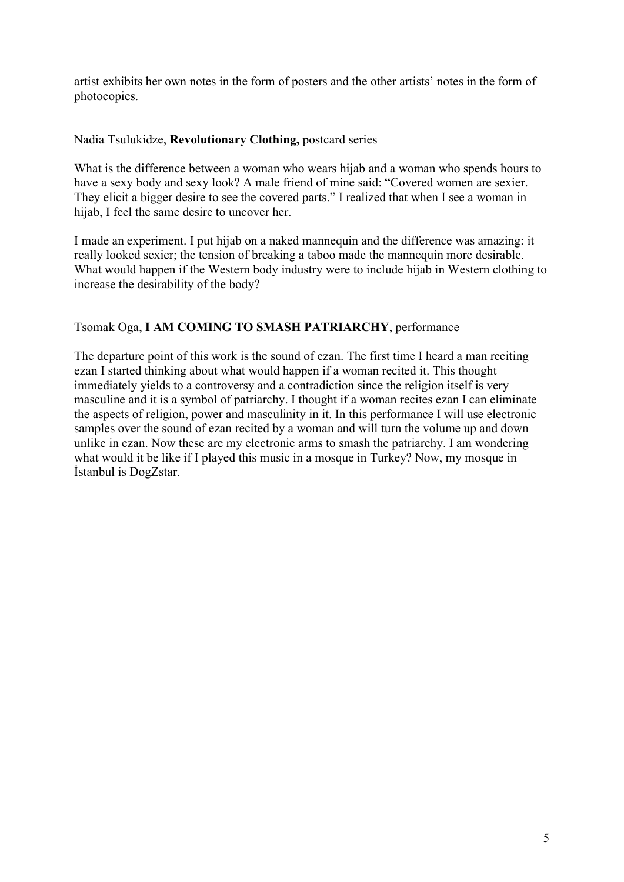artist exhibits her own notes in the form of posters and the other artists' notes in the form of photocopies.

Nadia Tsulukidze, **Revolutionary Clothing,** postcard series

What is the difference between a woman who wears hijab and a woman who spends hours to have a sexy body and sexy look? A male friend of mine said: "Covered women are sexier. They elicit a bigger desire to see the covered parts." I realized that when I see a woman in hijab, I feel the same desire to uncover her.

I made an experiment. I put hijab on a naked mannequin and the difference was amazing: it really looked sexier; the tension of breaking a taboo made the mannequin more desirable. What would happen if the Western body industry were to include hijab in Western clothing to increase the desirability of the body?

Tsomak Oga, **I AM COMING TO SMASH PATRIARCHY**, performance

The departure point of this work is the sound of ezan. The first time I heard a man reciting ezan I started thinking about what would happen if a woman recited it. This thought immediately yields to a controversy and a contradiction since the religion itself is very masculine and it is a symbol of patriarchy. I thought if a woman recites ezan I can eliminate the aspects of religion, power and masculinity in it. In this performance I will use electronic samples over the sound of ezan recited by a woman and will turn the volume up and down unlike in ezan. Now these are my electronic arms to smash the patriarchy. I am wondering what would it be like if I played this music in a mosque in Turkey? Now, my mosque in İstanbul is DogZstar.